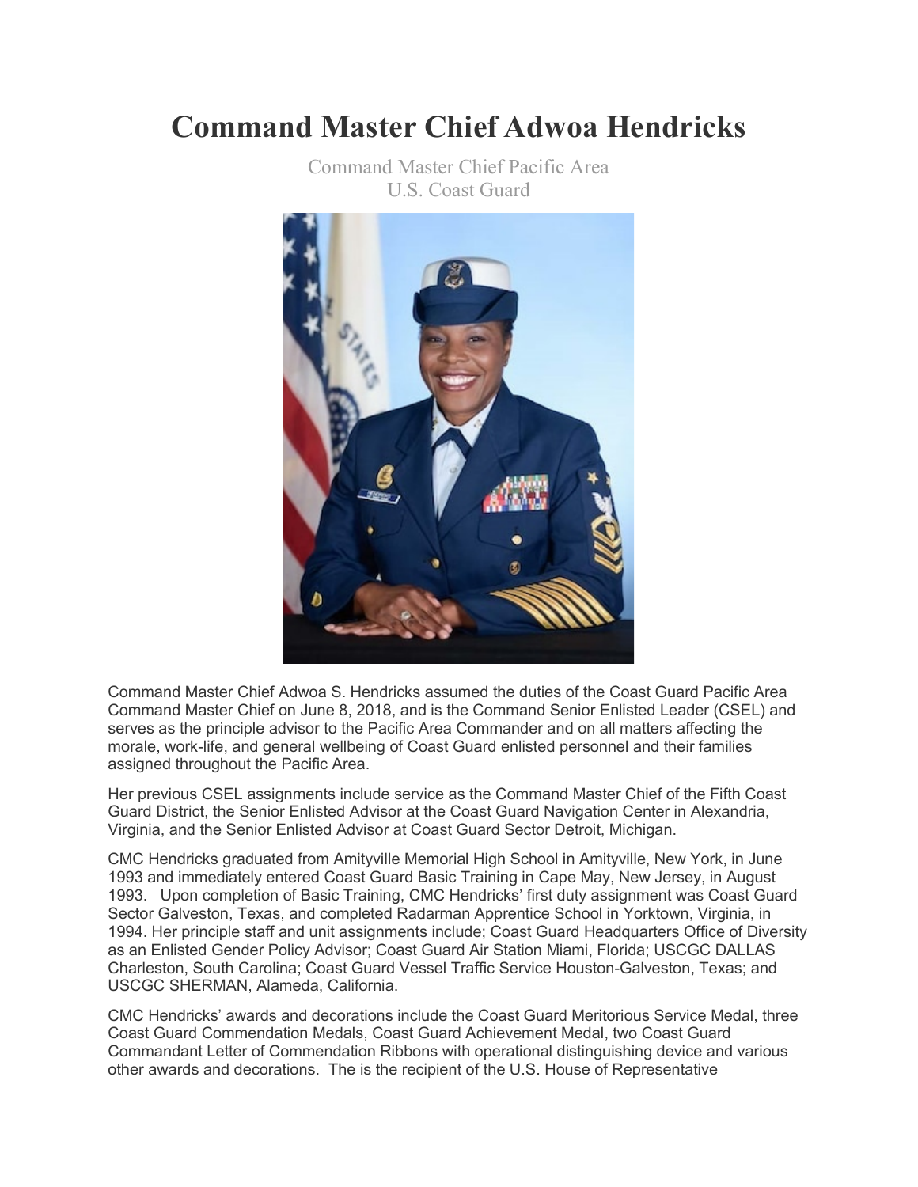# Command Master Chief Adwoa Hendricks

Command Master Chief Pacific Area
U.S. Coast Guard

Command Master Chief Adwoa S. Hendricks assumed the duties of the Coast Guard Pacific Area Command Master Chief on June 8, 2018, and is the Command Senior Enlisted Leader (CSEL) and serves as the principle advisor to the Pacific Area Commander and on all matters affecting the morale, work-life, and general wellbeing of Coast Guard enlisted personnel and their families assigned throughout the Pacific Area.

Her previous CSEL assignments include service as the Command Master Chief of the Fifth Coast Guard District, the Senior Enlisted Advisor at the Coast Guard Navigation Center in Alexandria, Virginia, and the Senior Enlisted Advisor at Coast Guard Sector Detroit, Michigan.

CMC Hendricks graduated from Amityville Memorial High School in Amityville, New York, in June 1993 and immediately entered Coast Guard Basic Training in Cape May, New Jersey, in August 1993. Upon completion of Basic Training, CMC Hendricks' first duty assignment was Coast Guard Sector Galveston, Texas, and completed Radarman Apprentice School in Yorktown, Virginia, in 1994. Her principle staff and unit assignments include; Coast Guard Headquarters Office of Diversity as an Enlisted Gender Policy Advisor; Coast Guard Air Station Miami, Florida; USCGC DALLAS Charleston, South Carolina; Coast Guard Vessel Traffic Service Houston-Galveston, Texas; and USCGC SHERMAN, Alameda, California.

CMC Hendricks' awards and decorations include the Coast Guard Meritorious Service Medal, three Coast Guard Commendation Medals, Coast Guard Achievement Medal, two Coast Guard Commandant Letter of Commendation Ribbons with operational distinguishing device and various other awards and decorations. The is the recipient of the U.S. House of Representative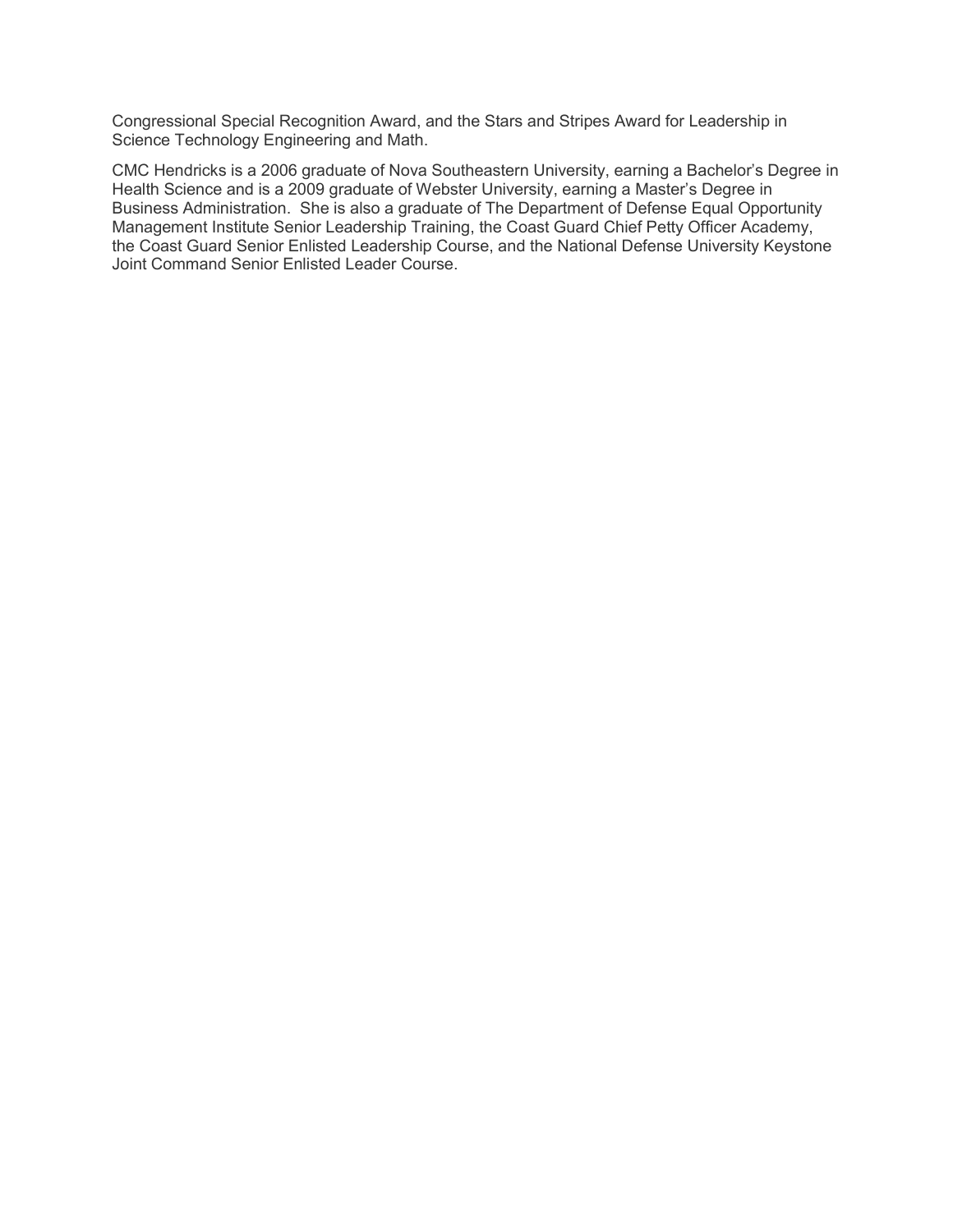Congressional Special Recognition Award, and the Stars and Stripes Award for Leadership in Science Technology Engineering and Math.

CMC Hendricks is a 2006 graduate of Nova Southeastern University, earning a Bachelor's Degree in Health Science and is a 2009 graduate of Webster University, earning a Master's Degree in Business Administration. She is also a graduate of The Department of Defense Equal Opportunity Management Institute Senior Leadership Training, the Coast Guard Chief Petty Officer Academy, the Coast Guard Senior Enlisted Leadership Course, and the National Defense University Keystone Joint Command Senior Enlisted Leader Course.